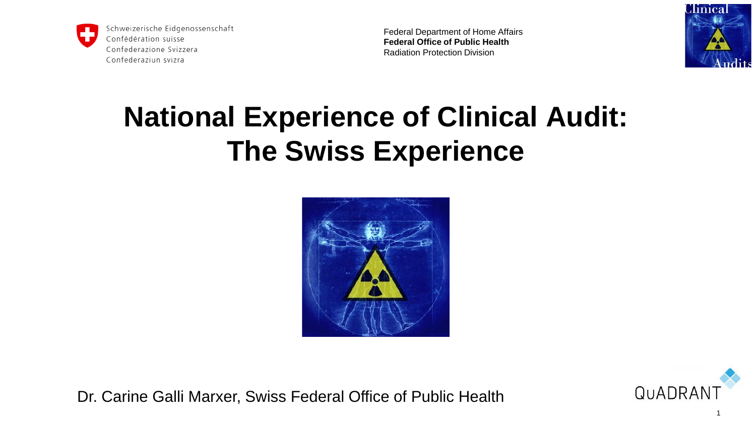Schweizerische Eidgenossenschaft
Confédération suisse
Confederazione Svizzera
Confederaziun svizra

Federal Department of Home Affairs
**Federal Office of Public Health**
Radiation Protection Division

# National Experience of Clinical Audit: The Swiss Experience

Dr. Carine Galli Marxer, Swiss Federal Office of Public Health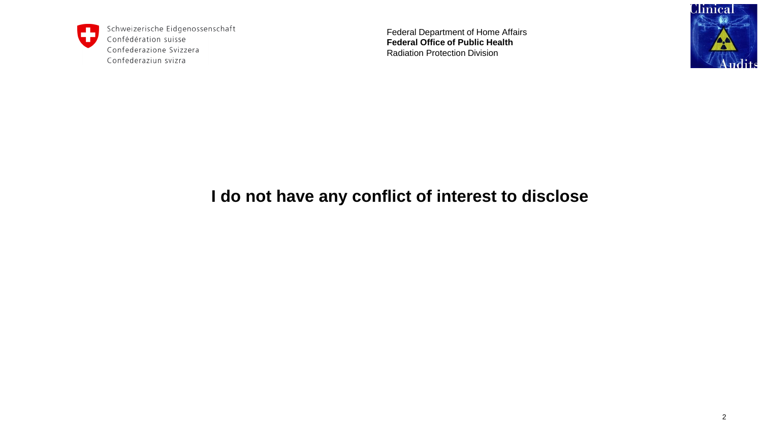Schweizerische Eidgenossenschaft
Confédération suisse
Confederazione Svizzera
Confederaziun svizra

Federal Department of Home Affairs
**Federal Office of Public Health**
Radiation Protection Division

**I do not have any conflict of interest to disclose**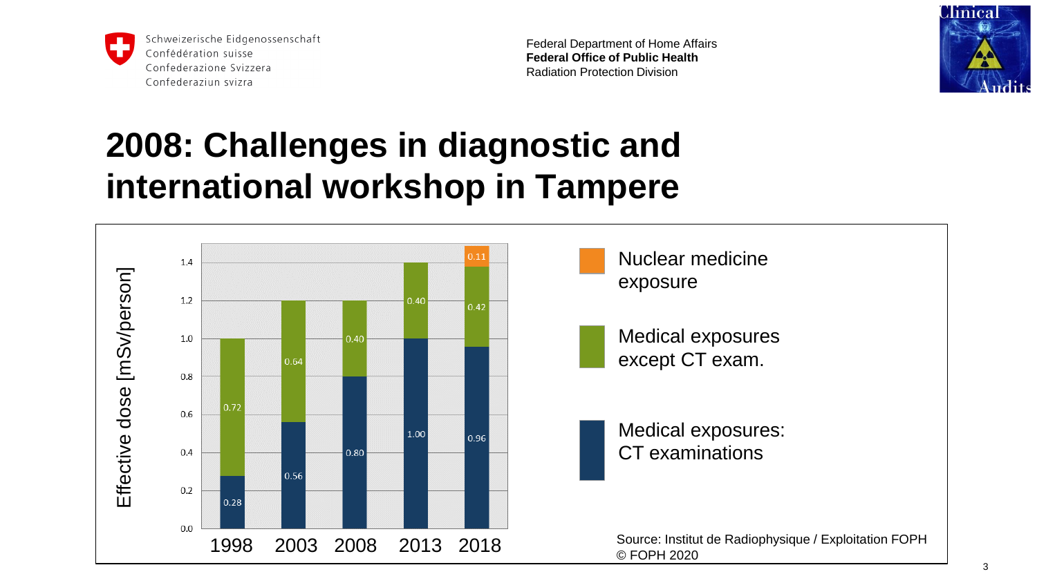Schweizerische Eidgenossenschaft
Confédération suisse
Confederazione Svizzera
Confederaziun svizra

Federal Department of Home Affairs
**Federal Office of Public Health**
Radiation Protection Division

# 2008: Challenges in diagnostic and international workshop in Tampere

Effective dose [mSv/person]

| Year | Medical exposures: CT examinations | Medical exposures except CT exam. | Nuclear medicine exposure |
|---|---|---|---|
| 1998 | 0.28 | 0.72 | |
| 2003 | 0.56 | 0.64 | |
| 2008 | 0.80 | 0.40 | |
| 2013 | 1.00 | 0.40 | |
| 2018 | 0.96 | 0.42 | 0.11 |

Source: Institut de Radiophysique / Exploitation FOPH
© FOPH 2020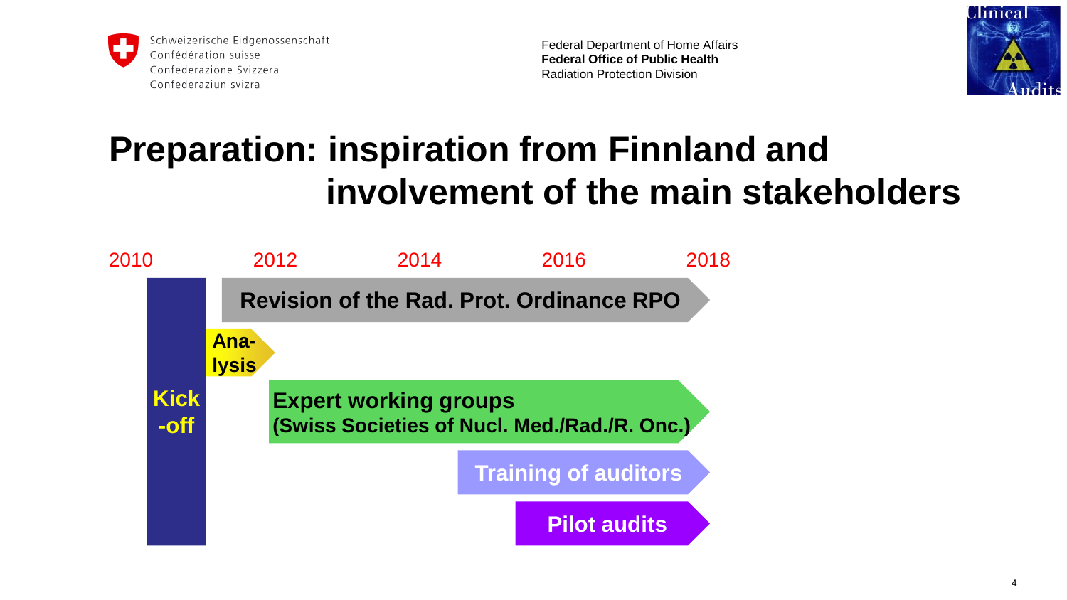Schweizerische Eidgenossenschaft
Confédération suisse
Confederazione Svizzera
Confederaziun svizra

Federal Department of Home Affairs
**Federal Office of Public Health**
Radiation Protection Division

# Preparation: inspiration from Finnland and involvement of the main stakeholders

2010 | 2012 | 2014 | 2016 | 2018

- **Kick-off**
- **Revision of the Rad. Prot. Ordinance RPO**
- **Ana-lysis**
- **Expert working groups (Swiss Societies of Nucl. Med./Rad./R. Onc.)**
- **Training of auditors**
- **Pilot audits**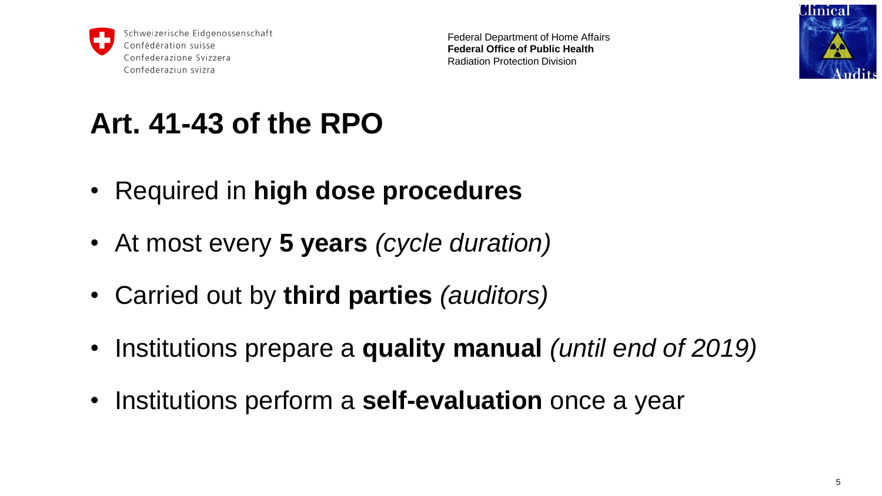# Art. 41-43 of the RPO

- Required in **high dose procedures**
- At most every **5 years** *(cycle duration)*
- Carried out by **third parties** *(auditors)*
- Institutions prepare a **quality manual** *(until end of 2019)*
- Institutions perform a **self-evaluation** once a year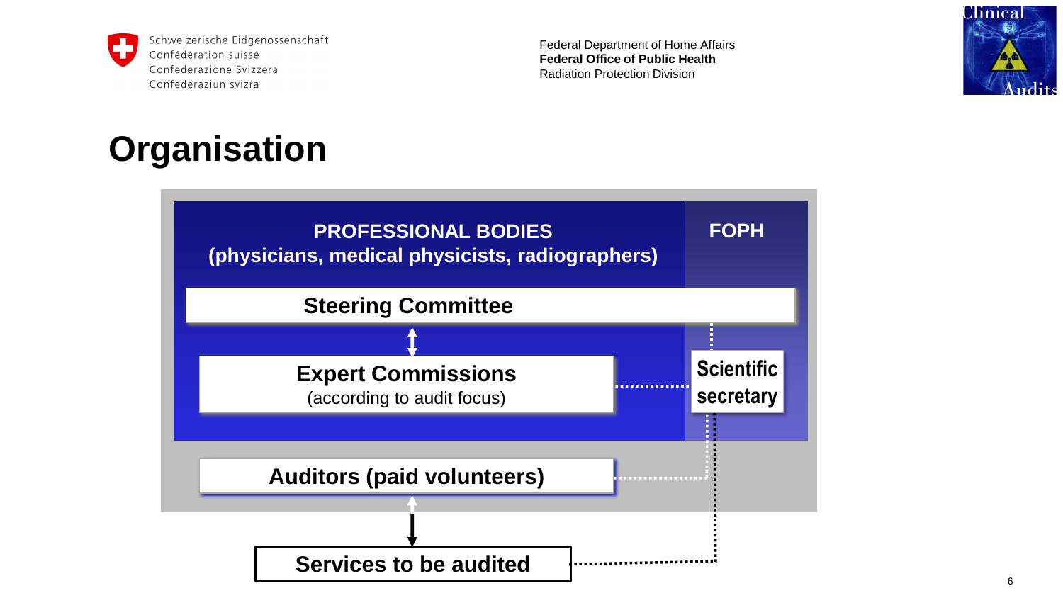# Organisation

**PROFESSIONAL BODIES**
**(physicians, medical physicists, radiographers)**

**FOPH**

**Steering Committee**

**Expert Commissions**
(according to audit focus)

**Scientific secretary**

**Auditors (paid volunteers)**

**Services to be audited**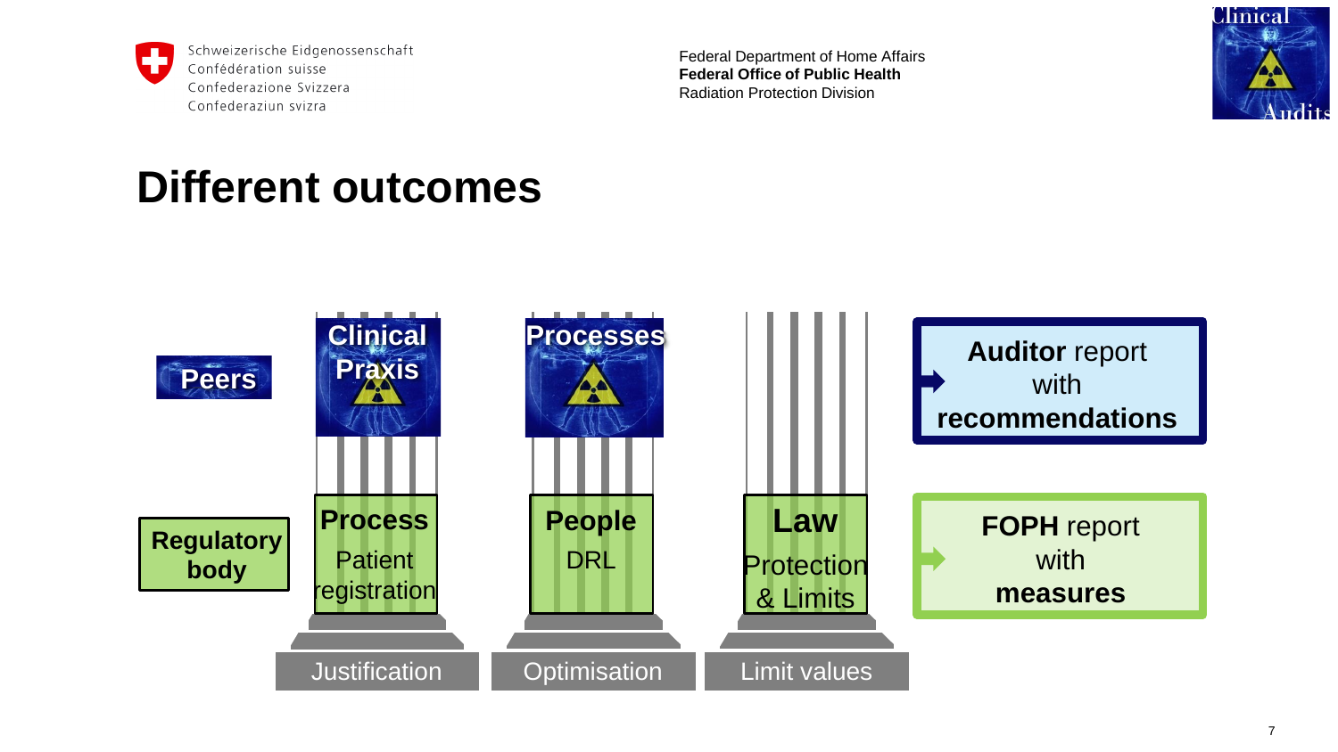# Different outcomes

Peers

Clinical Praxis

Processes

**Auditor** report with **recommendations**

Regulatory body

**Process**
Patient registration

**People**
DRL

**Law**
Protection & Limits

**FOPH** report with **measures**

Justification

Optimisation

Limit values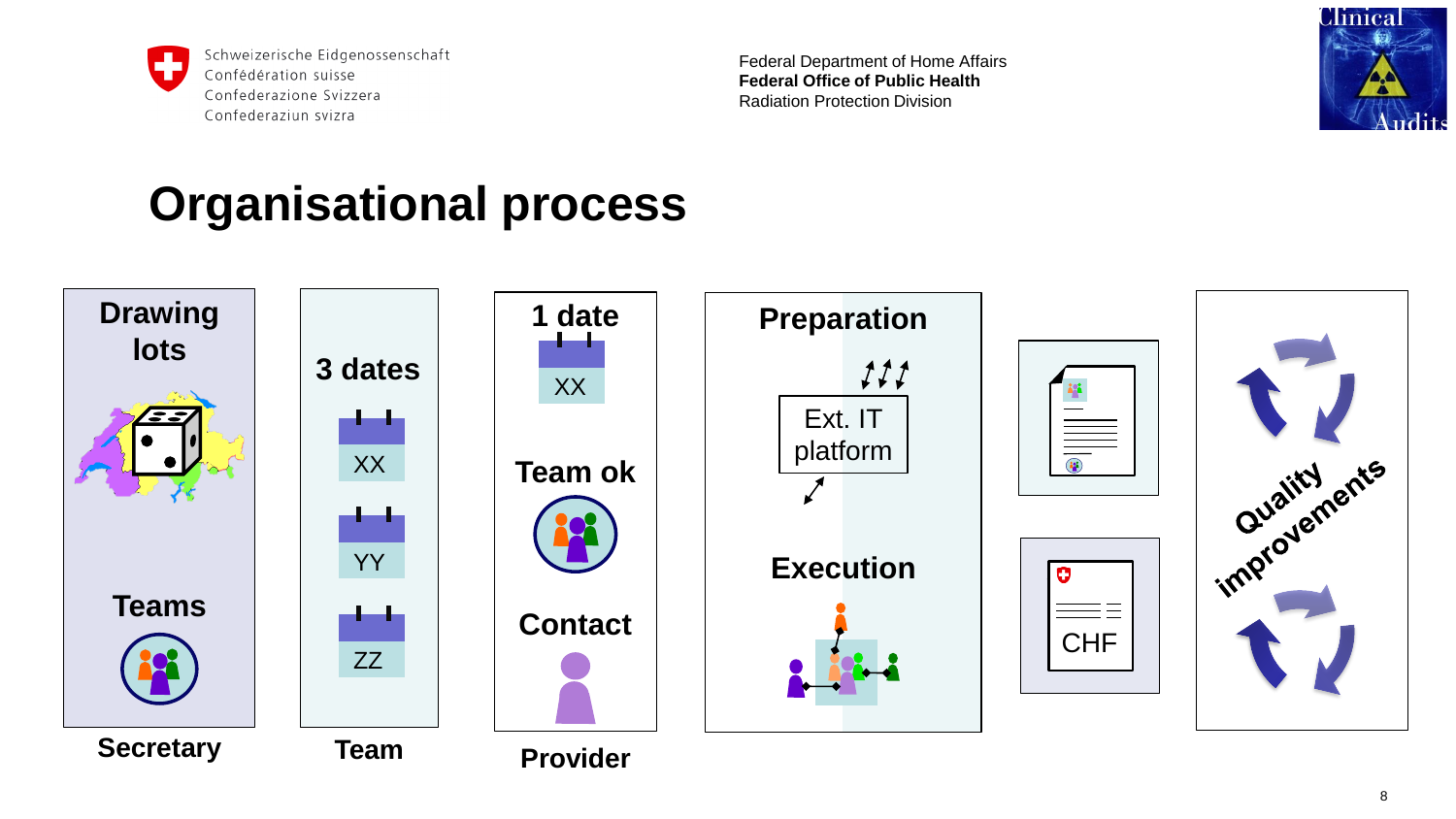# Organisational process

**Drawing lots**

**Teams**

**Secretary**

**3 dates**

XX

YY

ZZ

**Team**

**1 date**

XX

**Team ok**

**Contact**

**Provider**

**Preparation**

Ext. IT platform

**Execution**

CHF

**Quality improvements**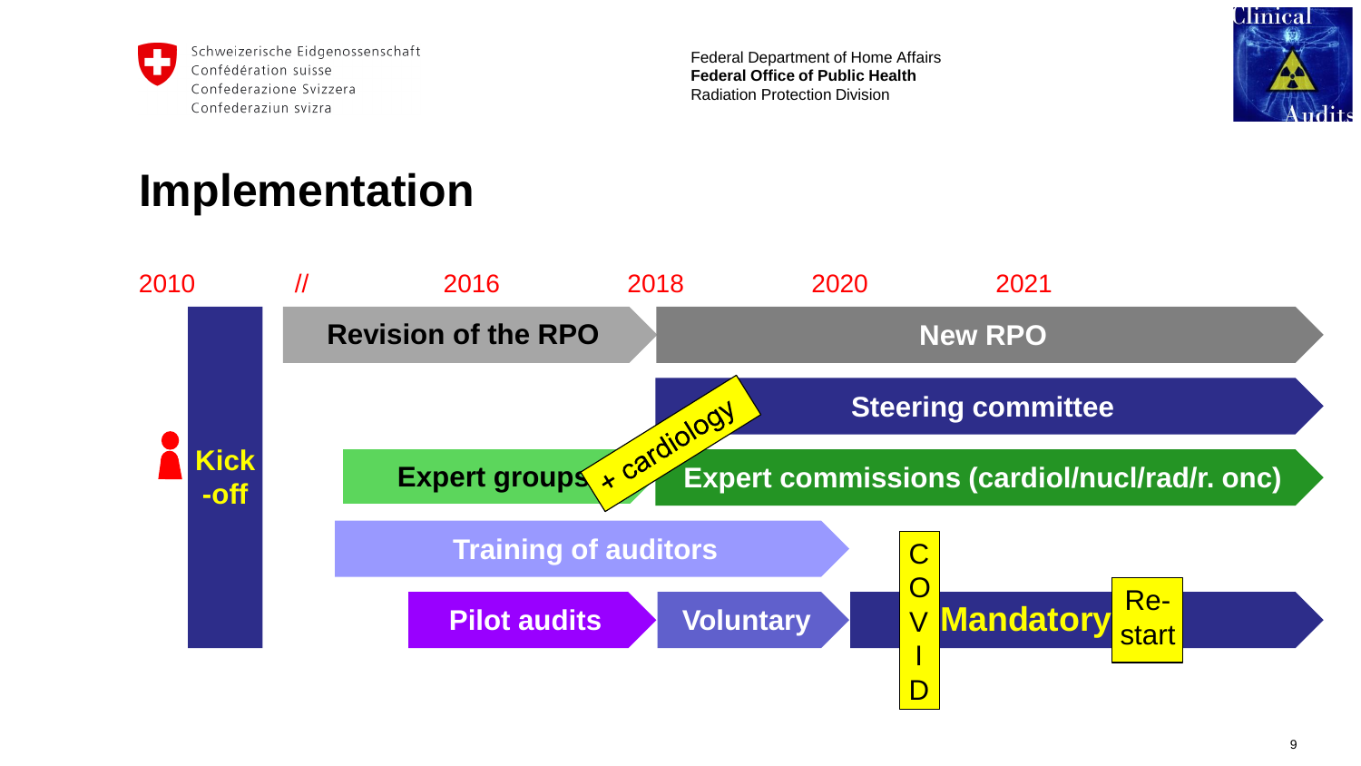# Implementation

2010 // 2016 2018 2020 2021

- **Kick-off** (2010)
- **Revision of the RPO** (2016–2018)
- **New RPO** (2018 onward)
- **Steering committee** (2018 onward)
- **Expert groups** → + cardiology → **Expert commissions (cardiol/nucl/rad/r. onc)**
- **Training of auditors**
- **Pilot audits** → **Voluntary** → COVID → **Mandatory** → Re-start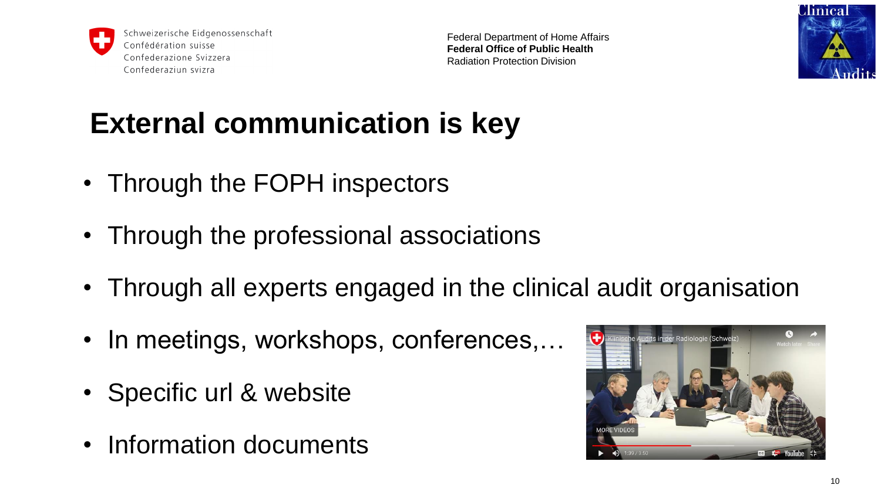# External communication is key

- Through the FOPH inspectors
- Through the professional associations
- Through all experts engaged in the clinical audit organisation
- In meetings, workshops, conferences,…
- Specific url & website
- Information documents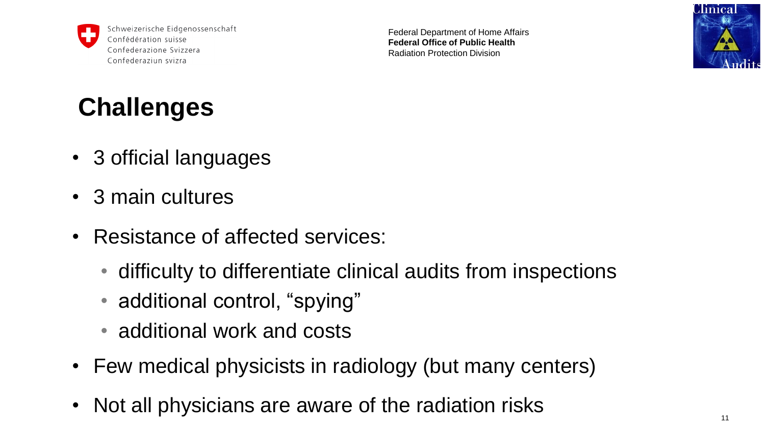# Challenges

- 3 official languages
- 3 main cultures
- Resistance of affected services:
  - difficulty to differentiate clinical audits from inspections
  - additional control, “spying”
  - additional work and costs
- Few medical physicists in radiology (but many centers)
- Not all physicians are aware of the radiation risks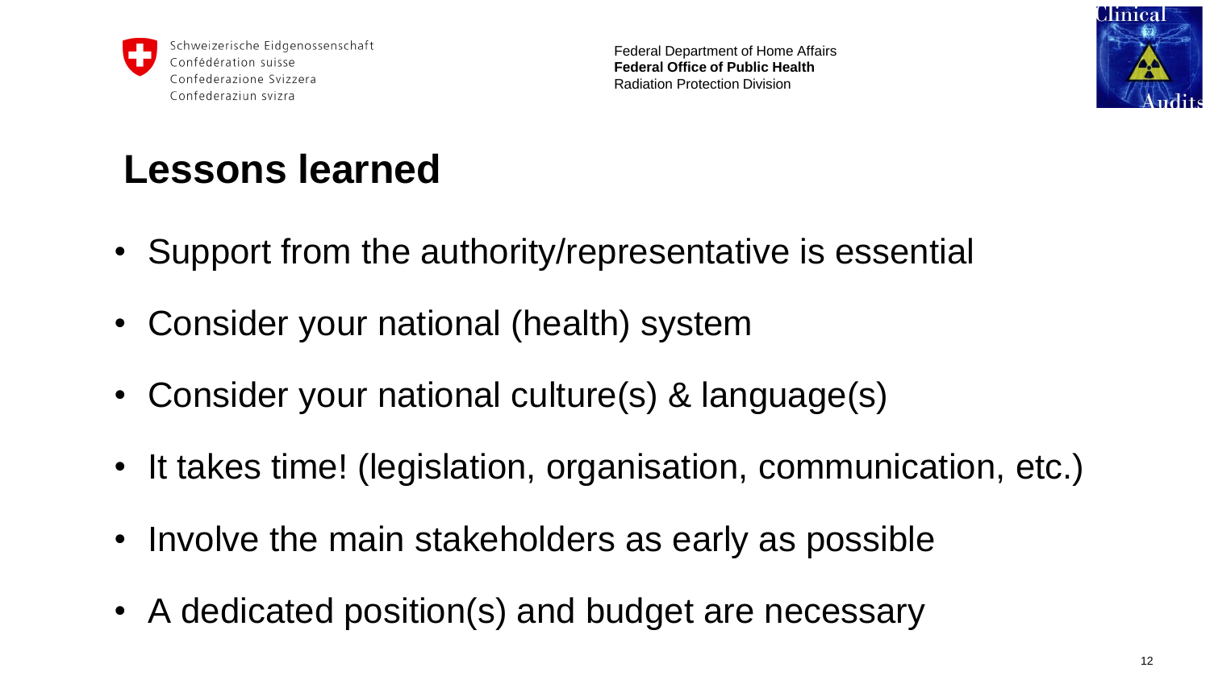# Lessons learned

- Support from the authority/representative is essential
- Consider your national (health) system
- Consider your national culture(s) & language(s)
- It takes time! (legislation, organisation, communication, etc.)
- Involve the main stakeholders as early as possible
- A dedicated position(s) and budget are necessary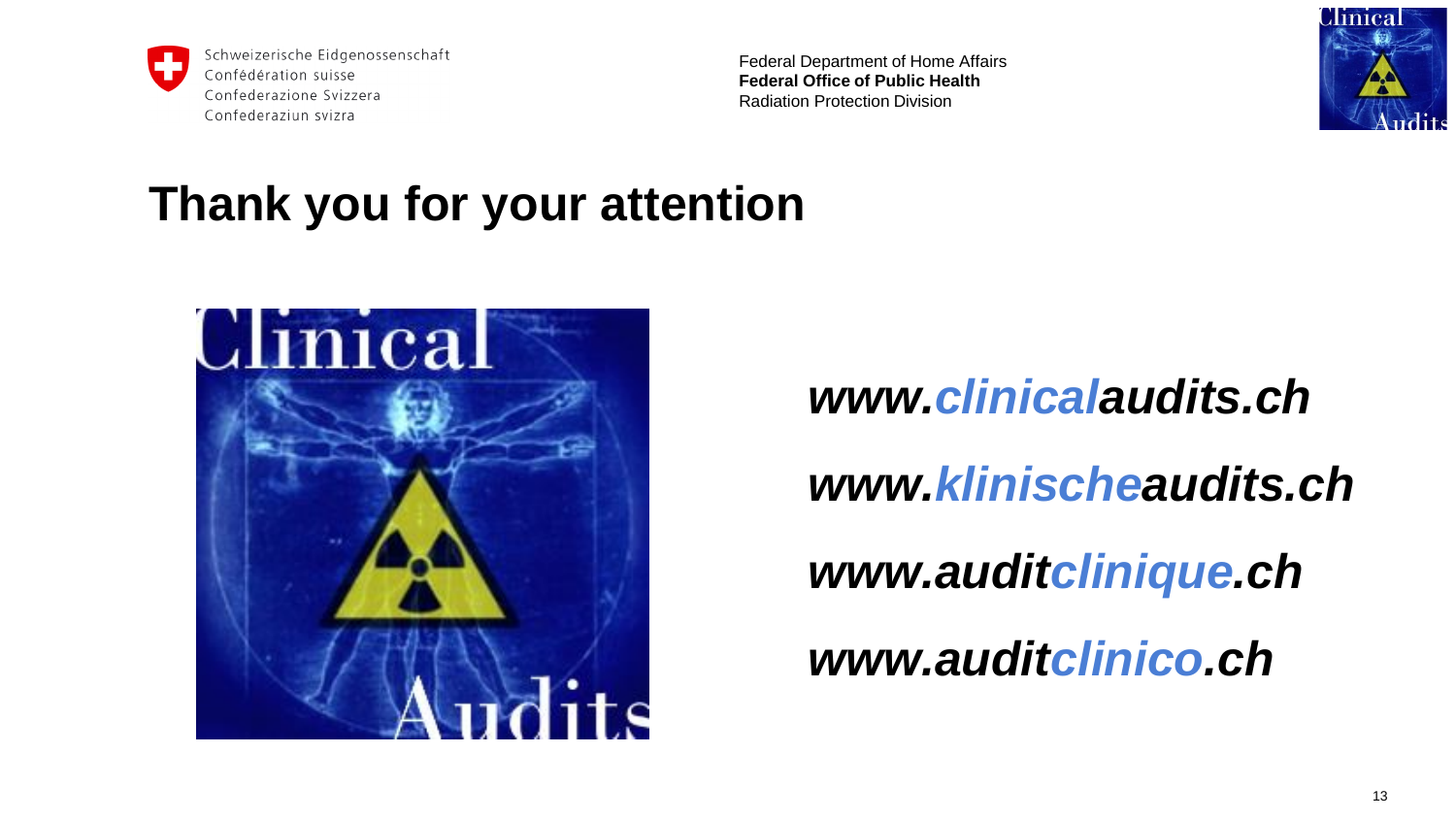Schweizerische Eidgenossenschaft
Confédération suisse
Confederazione Svizzera
Confederaziun svizra

Federal Department of Home Affairs
**Federal Office of Public Health**
Radiation Protection Division

# Thank you for your attention

***www.clinicalaudits.ch***

***www.klinischeaudits.ch***

***www.auditclinique.ch***

***www.auditclinico.ch***